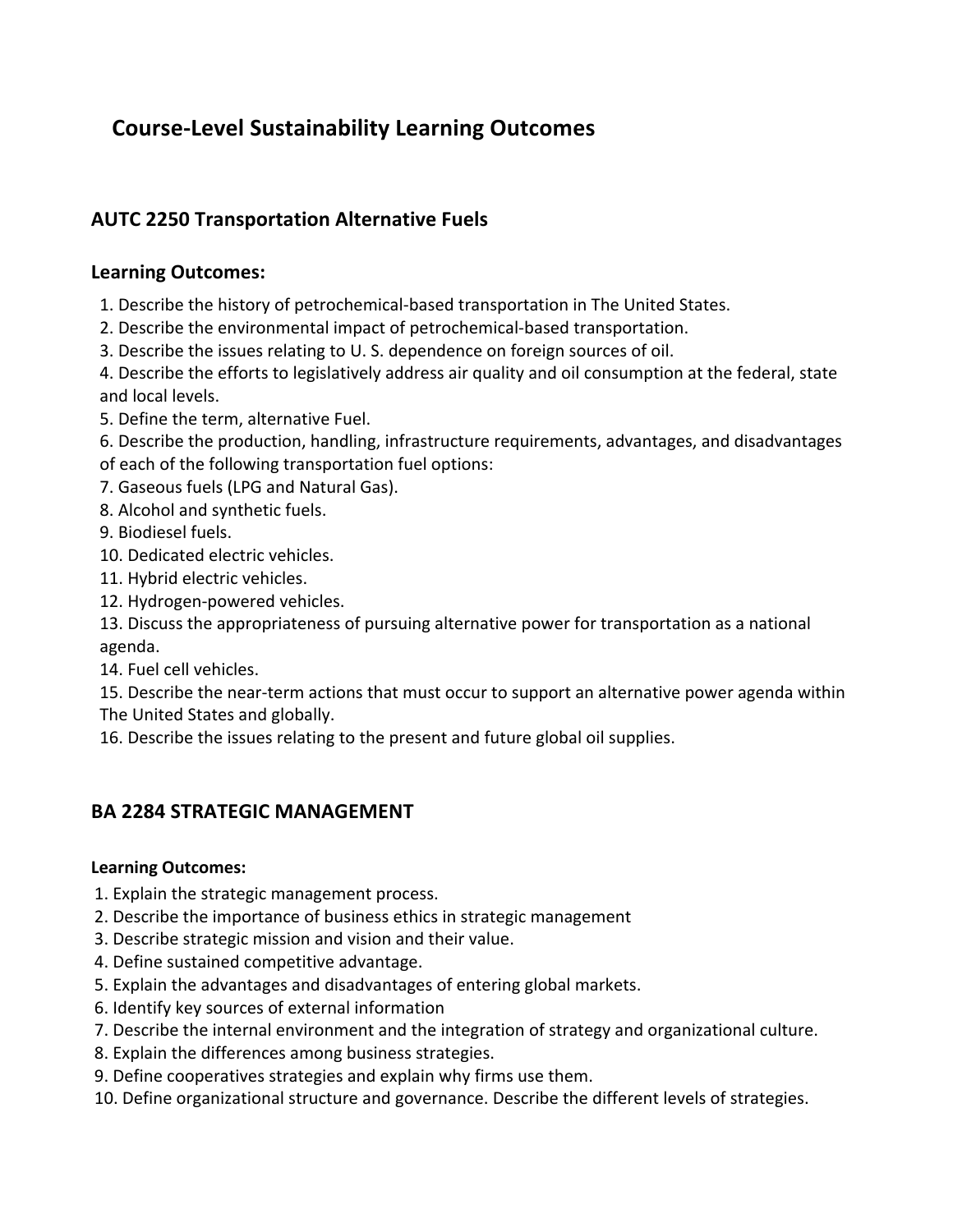# Course-Level Sustainability Learning Outcomes

## AUTC 2250 Transportation Alternative Fuels

### Learning Outcomes:

1. Describe the history of petrochemical-based transportation in The United States.
2. Describe the environmental impact of petrochemical-based transportation.
3. Describe the issues relating to U. S. dependence on foreign sources of oil.
4. Describe the efforts to legislatively address air quality and oil consumption at the federal, state and local levels.
5. Define the term, alternative Fuel.
6. Describe the production, handling, infrastructure requirements, advantages, and disadvantages of each of the following transportation fuel options:
7. Gaseous fuels (LPG and Natural Gas).
8. Alcohol and synthetic fuels.
9. Biodiesel fuels.
10. Dedicated electric vehicles.
11. Hybrid electric vehicles.
12. Hydrogen-powered vehicles.
13. Discuss the appropriateness of pursuing alternative power for transportation as a national agenda.
14. Fuel cell vehicles.
15. Describe the near-term actions that must occur to support an alternative power agenda within The United States and globally.
16. Describe the issues relating to the present and future global oil supplies.

## BA 2284 STRATEGIC MANAGEMENT

**Learning Outcomes:**

1. Explain the strategic management process.
2. Describe the importance of business ethics in strategic management
3. Describe strategic mission and vision and their value.
4. Define sustained competitive advantage.
5. Explain the advantages and disadvantages of entering global markets.
6. Identify key sources of external information
7. Describe the internal environment and the integration of strategy and organizational culture.
8. Explain the differences among business strategies.
9. Define cooperatives strategies and explain why firms use them.
10. Define organizational structure and governance. Describe the different levels of strategies.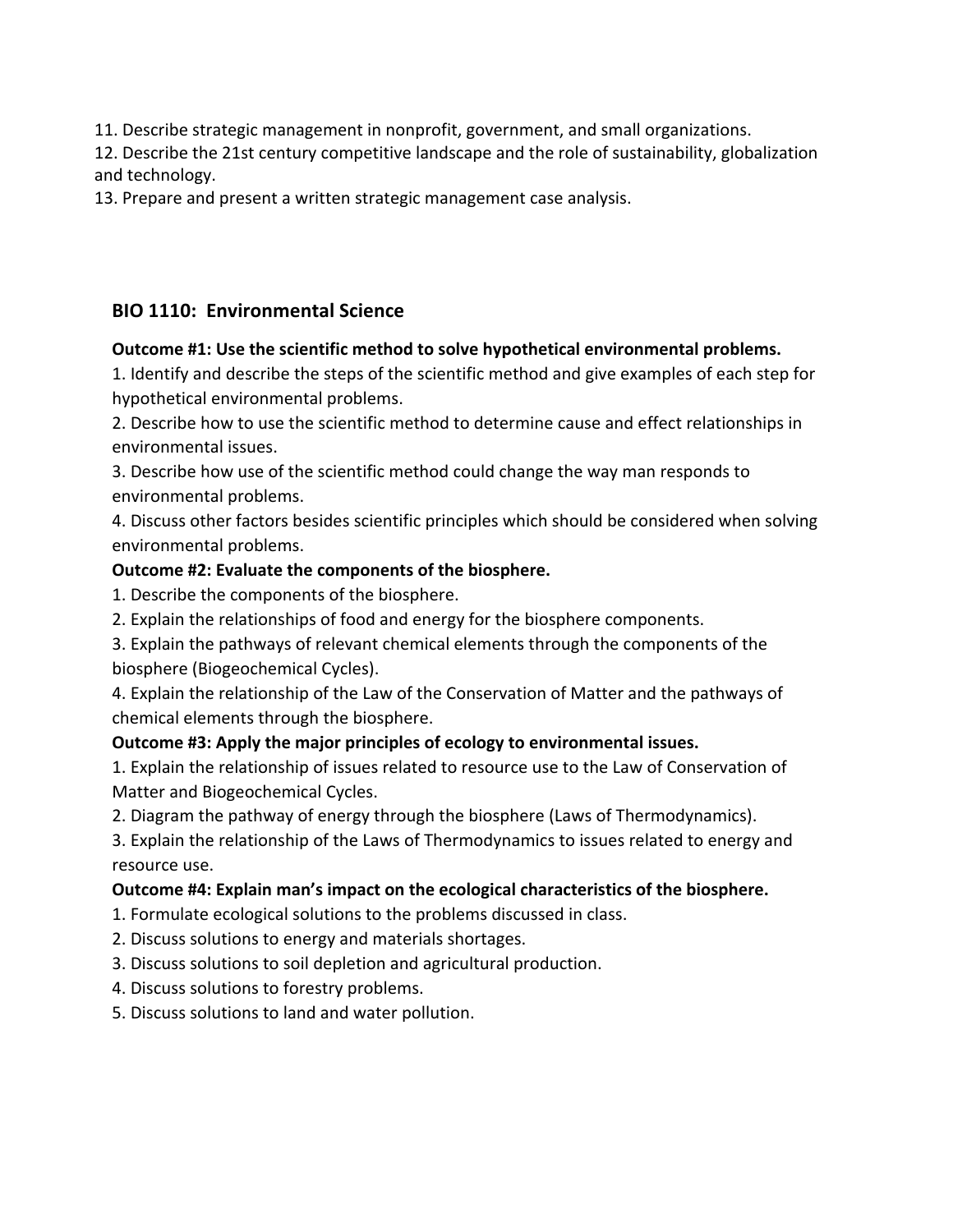11. Describe strategic management in nonprofit, government, and small organizations.
12. Describe the 21st century competitive landscape and the role of sustainability, globalization and technology.
13. Prepare and present a written strategic management case analysis.

## BIO 1110: Environmental Science

**Outcome #1: Use the scientific method to solve hypothetical environmental problems.**

1. Identify and describe the steps of the scientific method and give examples of each step for hypothetical environmental problems.
2. Describe how to use the scientific method to determine cause and effect relationships in environmental issues.
3. Describe how use of the scientific method could change the way man responds to environmental problems.
4. Discuss other factors besides scientific principles which should be considered when solving environmental problems.

**Outcome #2: Evaluate the components of the biosphere.**

1. Describe the components of the biosphere.
2. Explain the relationships of food and energy for the biosphere components.
3. Explain the pathways of relevant chemical elements through the components of the biosphere (Biogeochemical Cycles).
4. Explain the relationship of the Law of the Conservation of Matter and the pathways of chemical elements through the biosphere.

**Outcome #3: Apply the major principles of ecology to environmental issues.**

1. Explain the relationship of issues related to resource use to the Law of Conservation of Matter and Biogeochemical Cycles.
2. Diagram the pathway of energy through the biosphere (Laws of Thermodynamics).
3. Explain the relationship of the Laws of Thermodynamics to issues related to energy and resource use.

**Outcome #4: Explain man's impact on the ecological characteristics of the biosphere.**

1. Formulate ecological solutions to the problems discussed in class.
2. Discuss solutions to energy and materials shortages.
3. Discuss solutions to soil depletion and agricultural production.
4. Discuss solutions to forestry problems.
5. Discuss solutions to land and water pollution.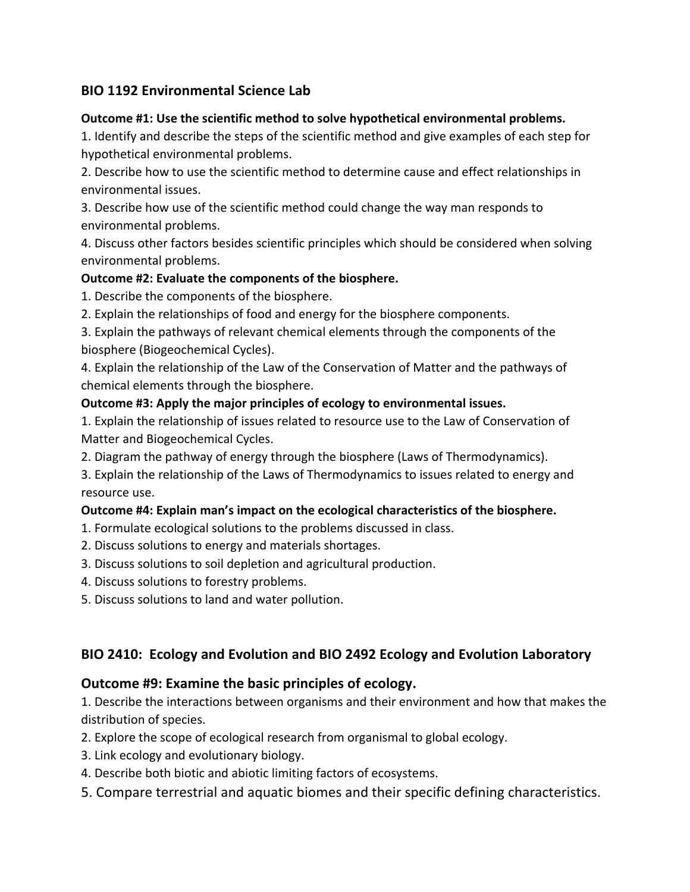## BIO 1192 Environmental Science Lab

**Outcome #1: Use the scientific method to solve hypothetical environmental problems.**

1. Identify and describe the steps of the scientific method and give examples of each step for hypothetical environmental problems.
2. Describe how to use the scientific method to determine cause and effect relationships in environmental issues.
3. Describe how use of the scientific method could change the way man responds to environmental problems.
4. Discuss other factors besides scientific principles which should be considered when solving environmental problems.

**Outcome #2: Evaluate the components of the biosphere.**

1. Describe the components of the biosphere.
2. Explain the relationships of food and energy for the biosphere components.
3. Explain the pathways of relevant chemical elements through the components of the biosphere (Biogeochemical Cycles).
4. Explain the relationship of the Law of the Conservation of Matter and the pathways of chemical elements through the biosphere.

**Outcome #3: Apply the major principles of ecology to environmental issues.**

1. Explain the relationship of issues related to resource use to the Law of Conservation of Matter and Biogeochemical Cycles.
2. Diagram the pathway of energy through the biosphere (Laws of Thermodynamics).
3. Explain the relationship of the Laws of Thermodynamics to issues related to energy and resource use.

**Outcome #4: Explain man's impact on the ecological characteristics of the biosphere.**

1. Formulate ecological solutions to the problems discussed in class.
2. Discuss solutions to energy and materials shortages.
3. Discuss solutions to soil depletion and agricultural production.
4. Discuss solutions to forestry problems.
5. Discuss solutions to land and water pollution.

## BIO 2410: Ecology and Evolution and BIO 2492 Ecology and Evolution Laboratory

### Outcome #9: Examine the basic principles of ecology.

1. Describe the interactions between organisms and their environment and how that makes the distribution of species.
2. Explore the scope of ecological research from organismal to global ecology.
3. Link ecology and evolutionary biology.
4. Describe both biotic and abiotic limiting factors of ecosystems.
5. Compare terrestrial and aquatic biomes and their specific defining characteristics.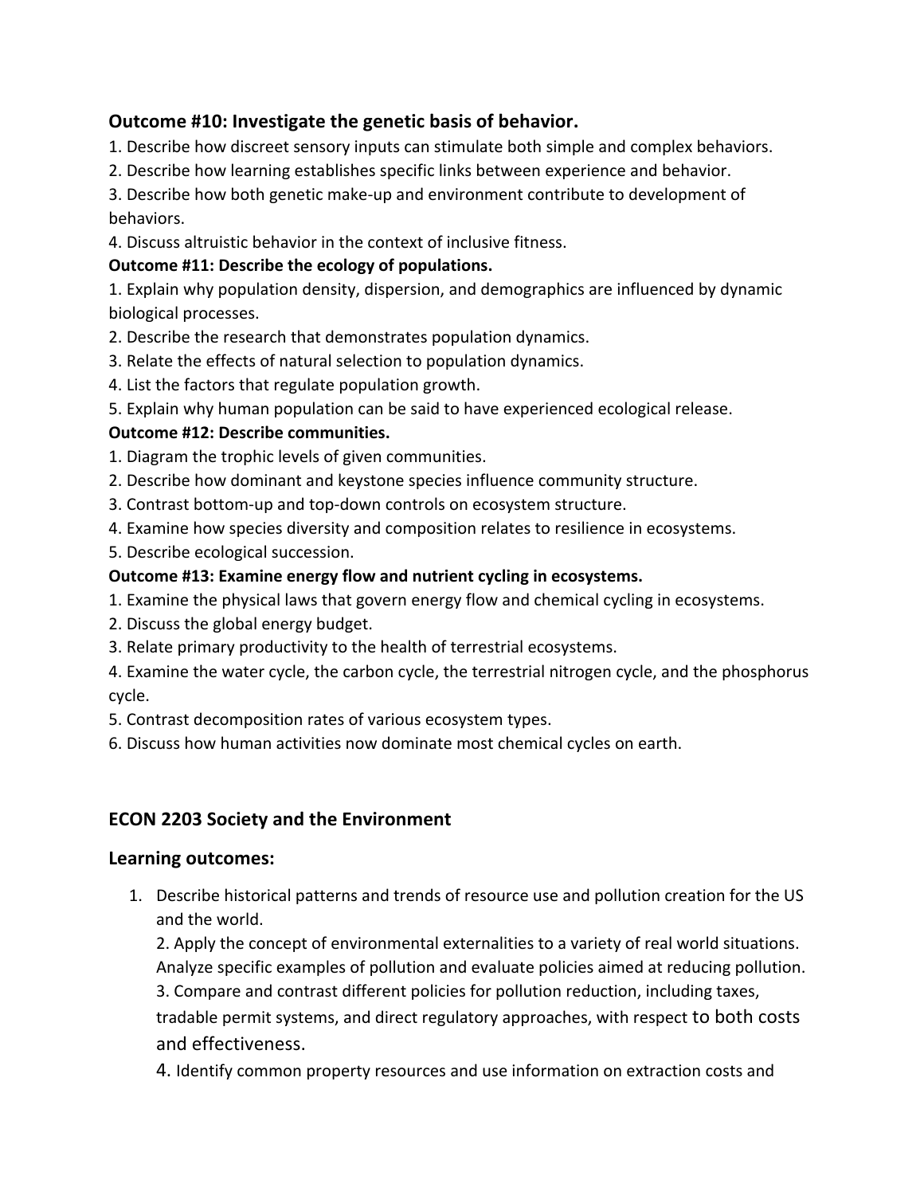### Outcome #10: Investigate the genetic basis of behavior.

1. Describe how discreet sensory inputs can stimulate both simple and complex behaviors.
2. Describe how learning establishes specific links between experience and behavior.
3. Describe how both genetic make-up and environment contribute to development of behaviors.
4. Discuss altruistic behavior in the context of inclusive fitness.

**Outcome #11: Describe the ecology of populations.**

1. Explain why population density, dispersion, and demographics are influenced by dynamic biological processes.
2. Describe the research that demonstrates population dynamics.
3. Relate the effects of natural selection to population dynamics.
4. List the factors that regulate population growth.
5. Explain why human population can be said to have experienced ecological release.

**Outcome #12: Describe communities.**

1. Diagram the trophic levels of given communities.
2. Describe how dominant and keystone species influence community structure.
3. Contrast bottom-up and top-down controls on ecosystem structure.
4. Examine how species diversity and composition relates to resilience in ecosystems.
5. Describe ecological succession.

**Outcome #13: Examine energy flow and nutrient cycling in ecosystems.**

1. Examine the physical laws that govern energy flow and chemical cycling in ecosystems.
2. Discuss the global energy budget.
3. Relate primary productivity to the health of terrestrial ecosystems.
4. Examine the water cycle, the carbon cycle, the terrestrial nitrogen cycle, and the phosphorus cycle.
5. Contrast decomposition rates of various ecosystem types.
6. Discuss how human activities now dominate most chemical cycles on earth.

### ECON 2203 Society and the Environment

### Learning outcomes:

1. Describe historical patterns and trends of resource use and pollution creation for the US and the world.
2. Apply the concept of environmental externalities to a variety of real world situations. Analyze specific examples of pollution and evaluate policies aimed at reducing pollution.
3. Compare and contrast different policies for pollution reduction, including taxes, tradable permit systems, and direct regulatory approaches, with respect to both costs and effectiveness.
4. Identify common property resources and use information on extraction costs and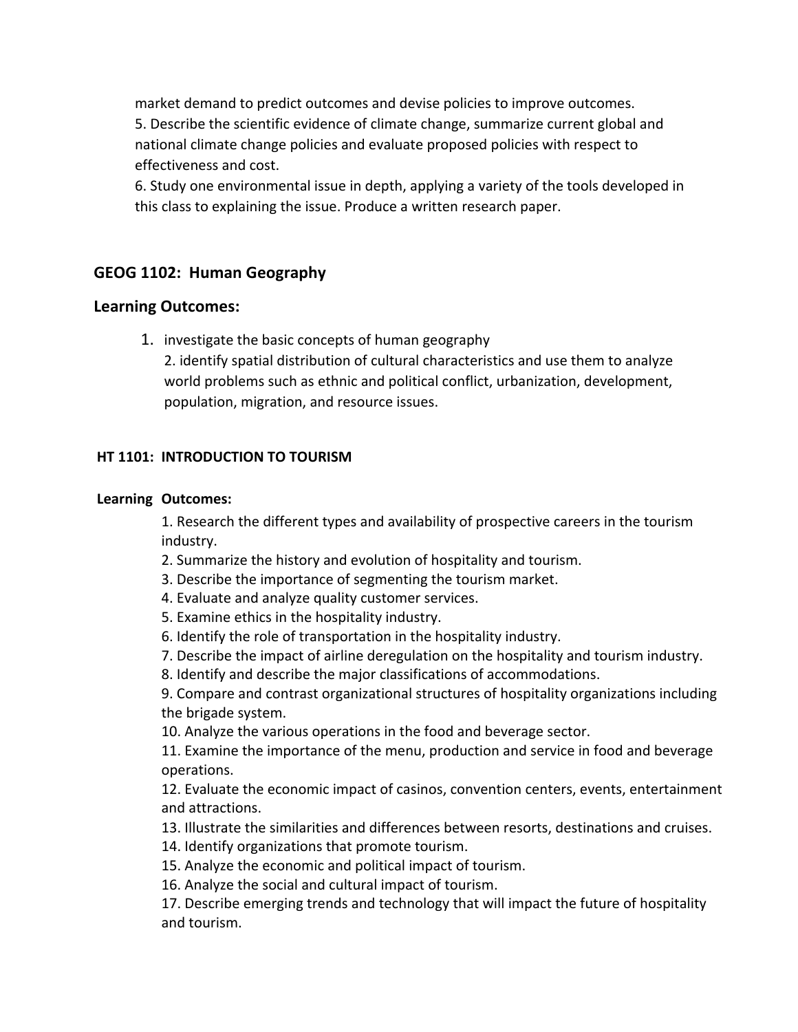market demand to predict outcomes and devise policies to improve outcomes.

5. Describe the scientific evidence of climate change, summarize current global and national climate change policies and evaluate proposed policies with respect to effectiveness and cost.

6. Study one environmental issue in depth, applying a variety of the tools developed in this class to explaining the issue. Produce a written research paper.

## GEOG 1102: Human Geography

## Learning Outcomes:

1. investigate the basic concepts of human geography
2. identify spatial distribution of cultural characteristics and use them to analyze world problems such as ethnic and political conflict, urbanization, development, population, migration, and resource issues.

### HT 1101: INTRODUCTION TO TOURISM

**Learning Outcomes:**

1. Research the different types and availability of prospective careers in the tourism industry.
2. Summarize the history and evolution of hospitality and tourism.
3. Describe the importance of segmenting the tourism market.
4. Evaluate and analyze quality customer services.
5. Examine ethics in the hospitality industry.
6. Identify the role of transportation in the hospitality industry.
7. Describe the impact of airline deregulation on the hospitality and tourism industry.
8. Identify and describe the major classifications of accommodations.
9. Compare and contrast organizational structures of hospitality organizations including the brigade system.
10. Analyze the various operations in the food and beverage sector.
11. Examine the importance of the menu, production and service in food and beverage operations.
12. Evaluate the economic impact of casinos, convention centers, events, entertainment and attractions.
13. Illustrate the similarities and differences between resorts, destinations and cruises.
14. Identify organizations that promote tourism.
15. Analyze the economic and political impact of tourism.
16. Analyze the social and cultural impact of tourism.
17. Describe emerging trends and technology that will impact the future of hospitality and tourism.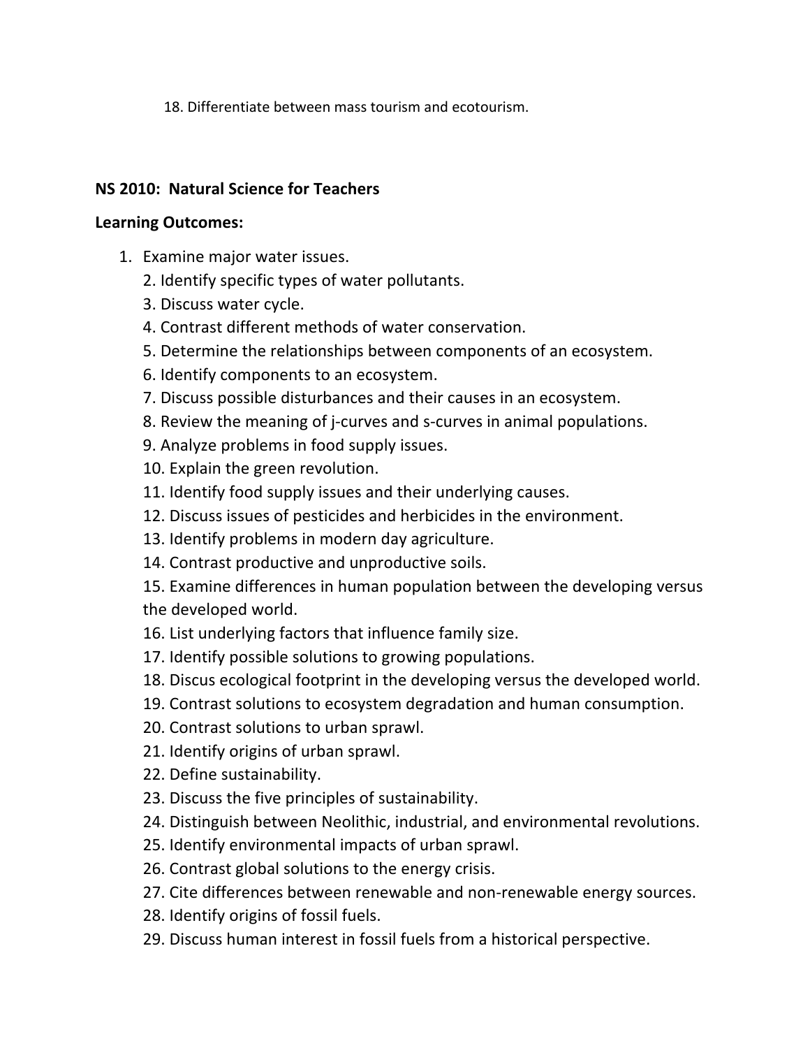18. Differentiate between mass tourism and ecotourism.

**NS 2010: Natural Science for Teachers**

**Learning Outcomes:**

1. Examine major water issues.
2. Identify specific types of water pollutants.
3. Discuss water cycle.
4. Contrast different methods of water conservation.
5. Determine the relationships between components of an ecosystem.
6. Identify components to an ecosystem.
7. Discuss possible disturbances and their causes in an ecosystem.
8. Review the meaning of j-curves and s-curves in animal populations.
9. Analyze problems in food supply issues.
10. Explain the green revolution.
11. Identify food supply issues and their underlying causes.
12. Discuss issues of pesticides and herbicides in the environment.
13. Identify problems in modern day agriculture.
14. Contrast productive and unproductive soils.
15. Examine differences in human population between the developing versus the developed world.
16. List underlying factors that influence family size.
17. Identify possible solutions to growing populations.
18. Discus ecological footprint in the developing versus the developed world.
19. Contrast solutions to ecosystem degradation and human consumption.
20. Contrast solutions to urban sprawl.
21. Identify origins of urban sprawl.
22. Define sustainability.
23. Discuss the five principles of sustainability.
24. Distinguish between Neolithic, industrial, and environmental revolutions.
25. Identify environmental impacts of urban sprawl.
26. Contrast global solutions to the energy crisis.
27. Cite differences between renewable and non-renewable energy sources.
28. Identify origins of fossil fuels.
29. Discuss human interest in fossil fuels from a historical perspective.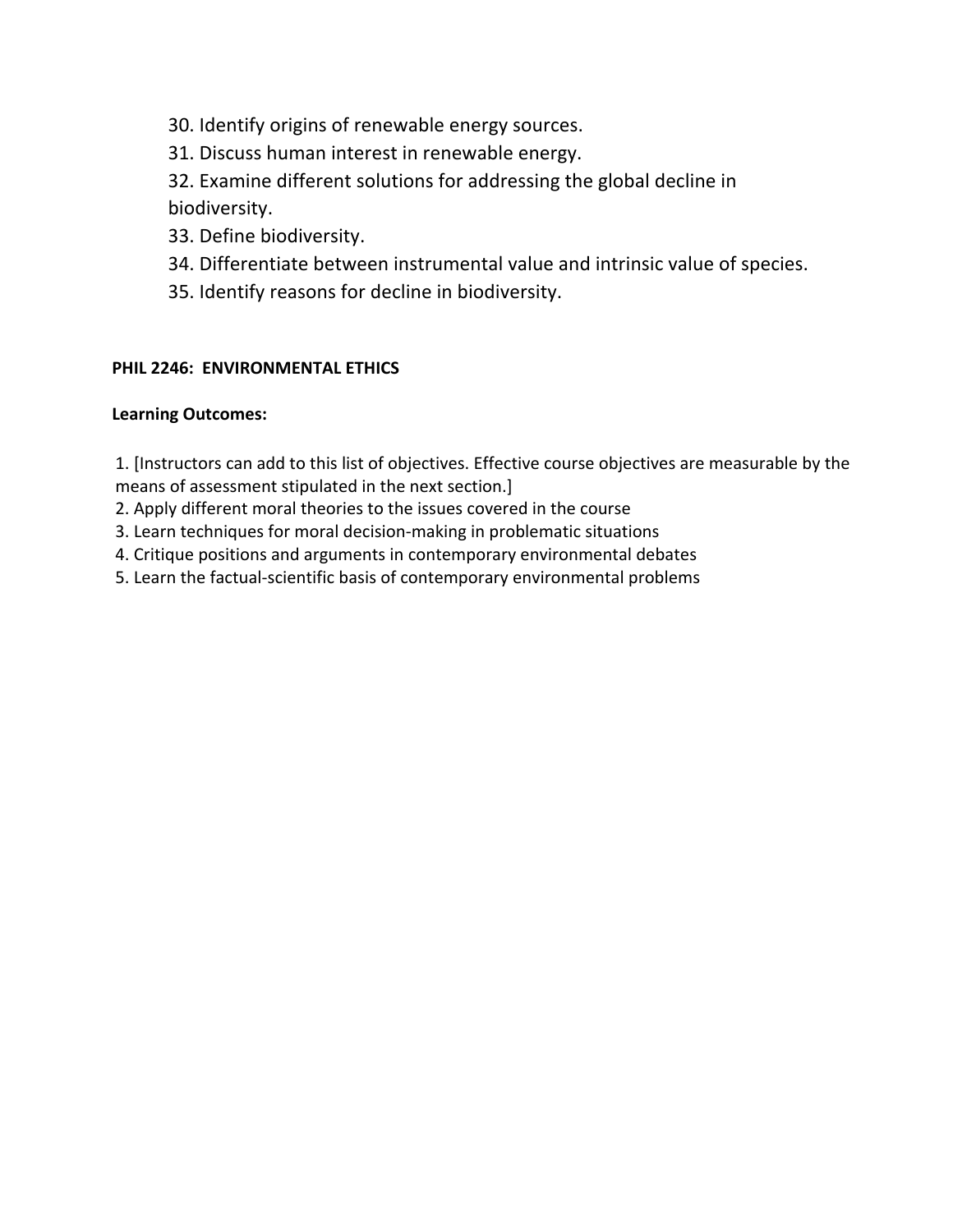30. Identify origins of renewable energy sources.
31. Discuss human interest in renewable energy.
32. Examine different solutions for addressing the global decline in biodiversity.
33. Define biodiversity.
34. Differentiate between instrumental value and intrinsic value of species.
35. Identify reasons for decline in biodiversity.

**PHIL 2246: ENVIRONMENTAL ETHICS**

**Learning Outcomes:**

1. [Instructors can add to this list of objectives. Effective course objectives are measurable by the means of assessment stipulated in the next section.]
2. Apply different moral theories to the issues covered in the course
3. Learn techniques for moral decision-making in problematic situations
4. Critique positions and arguments in contemporary environmental debates
5. Learn the factual-scientific basis of contemporary environmental problems